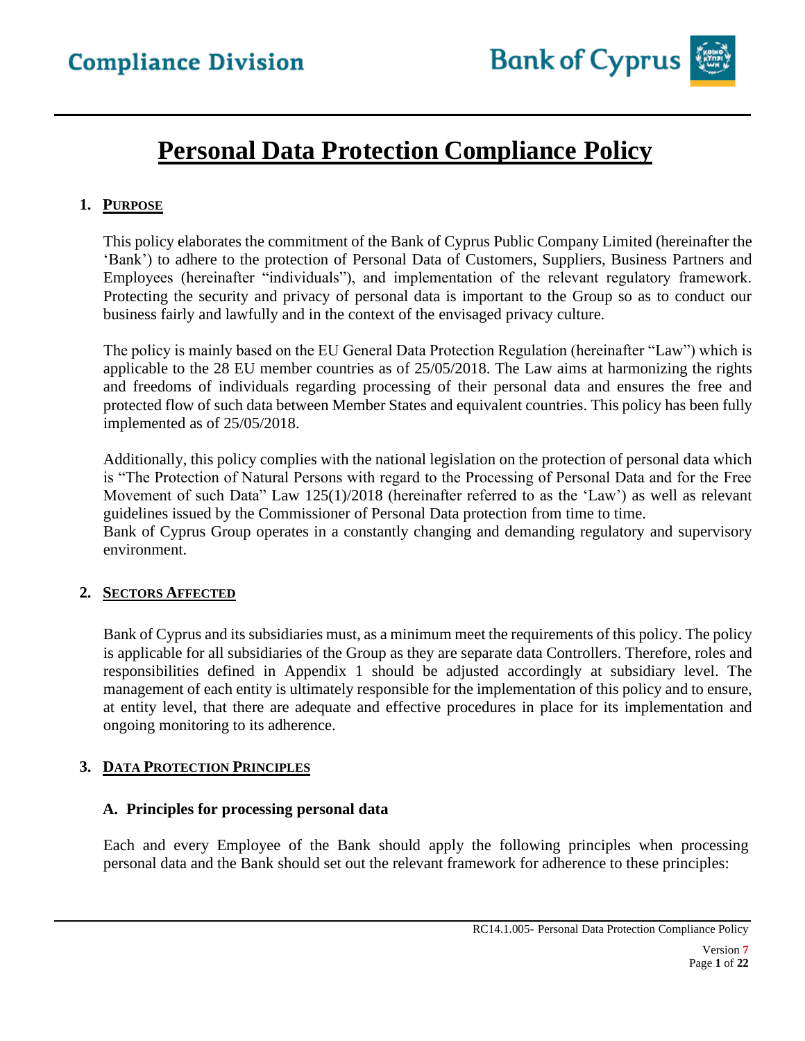# Personal Data Protection Compliance Policy

## 1. PURPOSE

This policy elaborates the commitment of the Bank of Cyprus Public Company Limited (hereinafter the 'Bank') to adhere to the protection of Personal Data of Customers, Suppliers, Business Partners and Employees (hereinafter "individuals"), and implementation of the relevant regulatory framework. Protecting the security and privacy of personal data is important to the Group so as to conduct our business fairly and lawfully and in the context of the envisaged privacy culture.

The policy is mainly based on the EU General Data Protection Regulation (hereinafter "Law") which is applicable to the 28 EU member countries as of 25/05/2018. The Law aims at harmonizing the rights and freedoms of individuals regarding processing of their personal data and ensures the free and protected flow of such data between Member States and equivalent countries. This policy has been fully implemented as of 25/05/2018.

Additionally, this policy complies with the national legislation on the protection of personal data which is "The Protection of Natural Persons with regard to the Processing of Personal Data and for the Free Movement of such Data" Law 125(1)/2018 (hereinafter referred to as the 'Law') as well as relevant guidelines issued by the Commissioner of Personal Data protection from time to time.
Bank of Cyprus Group operates in a constantly changing and demanding regulatory and supervisory environment.

## 2. SECTORS AFFECTED

Bank of Cyprus and its subsidiaries must, as a minimum meet the requirements of this policy. The policy is applicable for all subsidiaries of the Group as they are separate data Controllers. Therefore, roles and responsibilities defined in Appendix 1 should be adjusted accordingly at subsidiary level. The management of each entity is ultimately responsible for the implementation of this policy and to ensure, at entity level, that there are adequate and effective procedures in place for its implementation and ongoing monitoring to its adherence.

## 3. DATA PROTECTION PRINCIPLES

### A. Principles for processing personal data

Each and every Employee of the Bank should apply the following principles when processing personal data and the Bank should set out the relevant framework for adherence to these principles: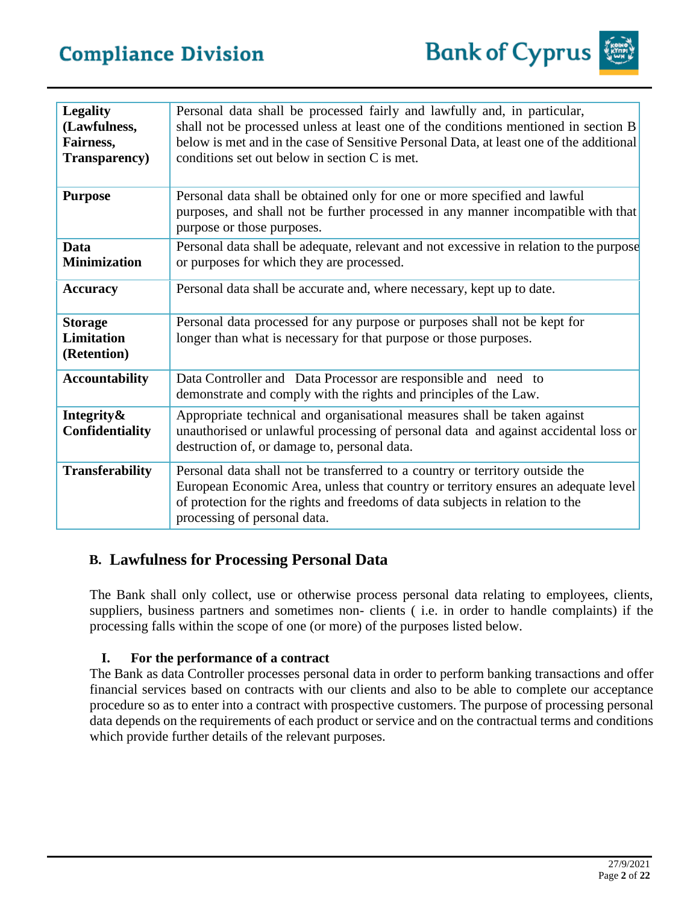| Principle | Description |
|---|---|
| **Legality (Lawfulness, Fairness, Transparency)** | Personal data shall be processed fairly and lawfully and, in particular, shall not be processed unless at least one of the conditions mentioned in section B below is met and in the case of Sensitive Personal Data, at least one of the additional conditions set out below in section C is met. |
| **Purpose** | Personal data shall be obtained only for one or more specified and lawful purposes, and shall not be further processed in any manner incompatible with that purpose or those purposes. |
| **Data Minimization** | Personal data shall be adequate, relevant and not excessive in relation to the purpose or purposes for which they are processed. |
| **Accuracy** | Personal data shall be accurate and, where necessary, kept up to date. |
| **Storage Limitation (Retention)** | Personal data processed for any purpose or purposes shall not be kept for longer than what is necessary for that purpose or those purposes. |
| **Accountability** | Data Controller and Data Processor are responsible and need to demonstrate and comply with the rights and principles of the Law. |
| **Integrity& Confidentiality** | Appropriate technical and organisational measures shall be taken against unauthorised or unlawful processing of personal data and against accidental loss or destruction of, or damage to, personal data. |
| **Transferability** | Personal data shall not be transferred to a country or territory outside the European Economic Area, unless that country or territory ensures an adequate level of protection for the rights and freedoms of data subjects in relation to the processing of personal data. |

## B. Lawfulness for Processing Personal Data

The Bank shall only collect, use or otherwise process personal data relating to employees, clients, suppliers, business partners and sometimes non- clients ( i.e. in order to handle complaints) if the processing falls within the scope of one (or more) of the purposes listed below.

### I. For the performance of a contract

The Bank as data Controller processes personal data in order to perform banking transactions and offer financial services based on contracts with our clients and also to be able to complete our acceptance procedure so as to enter into a contract with prospective customers. The purpose of processing personal data depends on the requirements of each product or service and on the contractual terms and conditions which provide further details of the relevant purposes.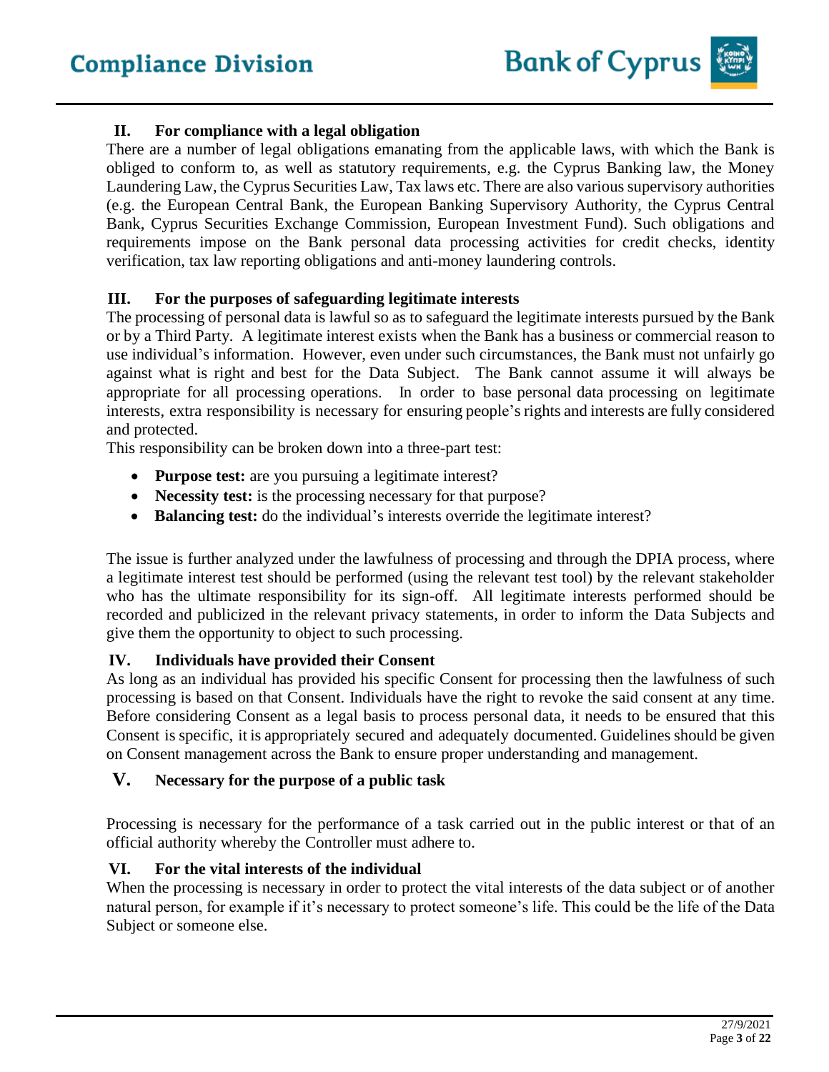### II. For compliance with a legal obligation

There are a number of legal obligations emanating from the applicable laws, with which the Bank is obliged to conform to, as well as statutory requirements, e.g. the Cyprus Banking law, the Money Laundering Law, the Cyprus Securities Law, Tax laws etc. There are also various supervisory authorities (e.g. the European Central Bank, the European Banking Supervisory Authority, the Cyprus Central Bank, Cyprus Securities Exchange Commission, European Investment Fund). Such obligations and requirements impose on the Bank personal data processing activities for credit checks, identity verification, tax law reporting obligations and anti-money laundering controls.

### III. For the purposes of safeguarding legitimate interests

The processing of personal data is lawful so as to safeguard the legitimate interests pursued by the Bank or by a Third Party. A legitimate interest exists when the Bank has a business or commercial reason to use individual's information. However, even under such circumstances, the Bank must not unfairly go against what is right and best for the Data Subject. The Bank cannot assume it will always be appropriate for all processing operations. In order to base personal data processing on legitimate interests, extra responsibility is necessary for ensuring people's rights and interests are fully considered and protected.

This responsibility can be broken down into a three-part test:

- **Purpose test:** are you pursuing a legitimate interest?
- **Necessity test:** is the processing necessary for that purpose?
- **Balancing test:** do the individual's interests override the legitimate interest?

The issue is further analyzed under the lawfulness of processing and through the DPIA process, where a legitimate interest test should be performed (using the relevant test tool) by the relevant stakeholder who has the ultimate responsibility for its sign-off. All legitimate interests performed should be recorded and publicized in the relevant privacy statements, in order to inform the Data Subjects and give them the opportunity to object to such processing.

### IV. Individuals have provided their Consent

As long as an individual has provided his specific Consent for processing then the lawfulness of such processing is based on that Consent. Individuals have the right to revoke the said consent at any time. Before considering Consent as a legal basis to process personal data, it needs to be ensured that this Consent is specific, it is appropriately secured and adequately documented. Guidelines should be given on Consent management across the Bank to ensure proper understanding and management.

### V. Necessary for the purpose of a public task

Processing is necessary for the performance of a task carried out in the public interest or that of an official authority whereby the Controller must adhere to.

### VI. For the vital interests of the individual

When the processing is necessary in order to protect the vital interests of the data subject or of another natural person, for example if it's necessary to protect someone's life. This could be the life of the Data Subject or someone else.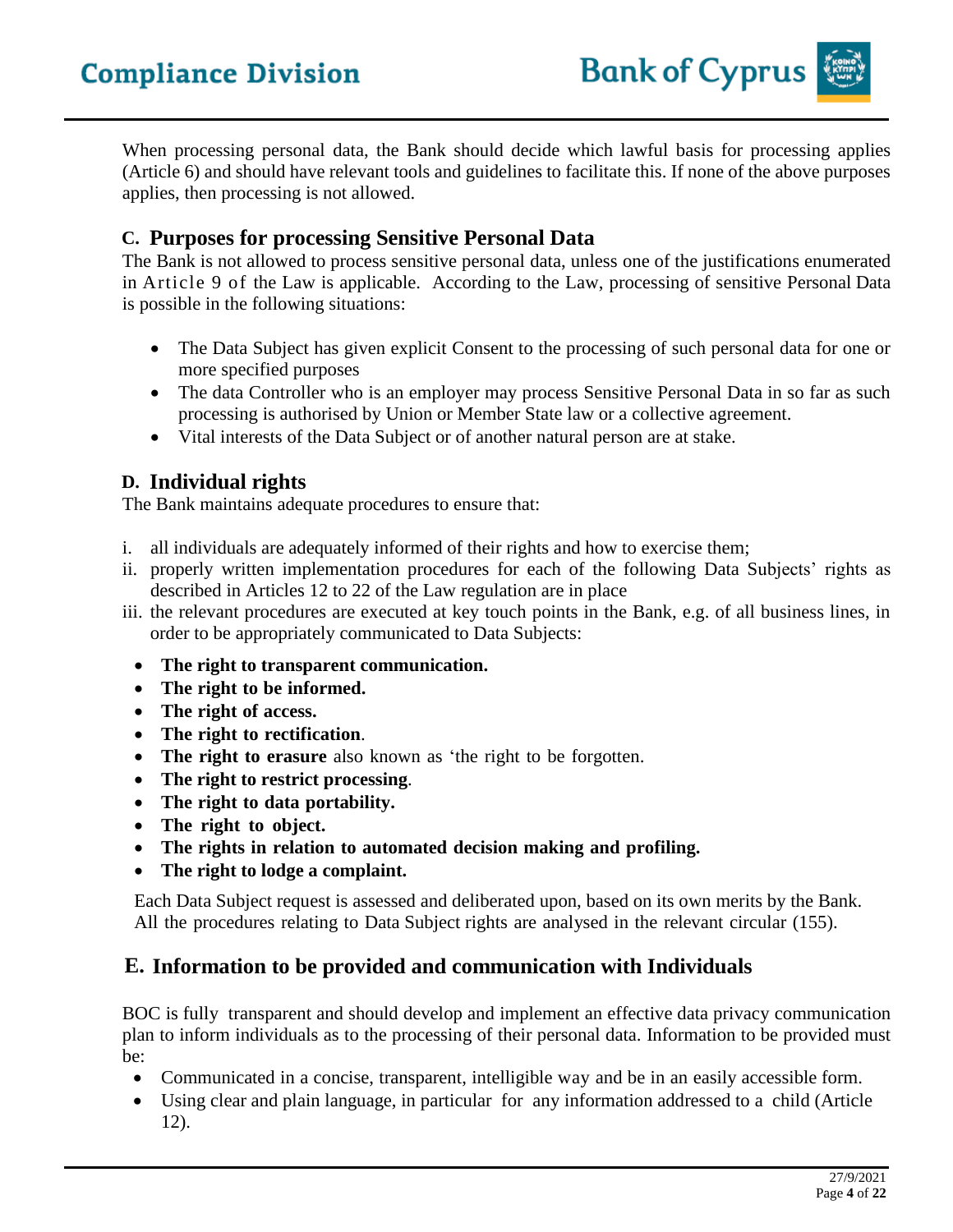When processing personal data, the Bank should decide which lawful basis for processing applies (Article 6) and should have relevant tools and guidelines to facilitate this. If none of the above purposes applies, then processing is not allowed.

## C. Purposes for processing Sensitive Personal Data

The Bank is not allowed to process sensitive personal data, unless one of the justifications enumerated in Article 9 of the Law is applicable. According to the Law, processing of sensitive Personal Data is possible in the following situations:

- The Data Subject has given explicit Consent to the processing of such personal data for one or more specified purposes
- The data Controller who is an employer may process Sensitive Personal Data in so far as such processing is authorised by Union or Member State law or a collective agreement.
- Vital interests of the Data Subject or of another natural person are at stake.

## D. Individual rights

The Bank maintains adequate procedures to ensure that:

i. all individuals are adequately informed of their rights and how to exercise them;
ii. properly written implementation procedures for each of the following Data Subjects' rights as described in Articles 12 to 22 of the Law regulation are in place
iii. the relevant procedures are executed at key touch points in the Bank, e.g. of all business lines, in order to be appropriately communicated to Data Subjects:

- **The right to transparent communication.**
- **The right to be informed.**
- **The right of access.**
- **The right to rectification**.
- **The right to erasure** also known as 'the right to be forgotten.
- **The right to restrict processing**.
- **The right to data portability.**
- **The right to object.**
- **The rights in relation to automated decision making and profiling.**
- **The right to lodge a complaint.**

Each Data Subject request is assessed and deliberated upon, based on its own merits by the Bank. All the procedures relating to Data Subject rights are analysed in the relevant circular (155).

## E. Information to be provided and communication with Individuals

BOC is fully transparent and should develop and implement an effective data privacy communication plan to inform individuals as to the processing of their personal data. Information to be provided must be:

- Communicated in a concise, transparent, intelligible way and be in an easily accessible form.
- Using clear and plain language, in particular for any information addressed to a child (Article 12).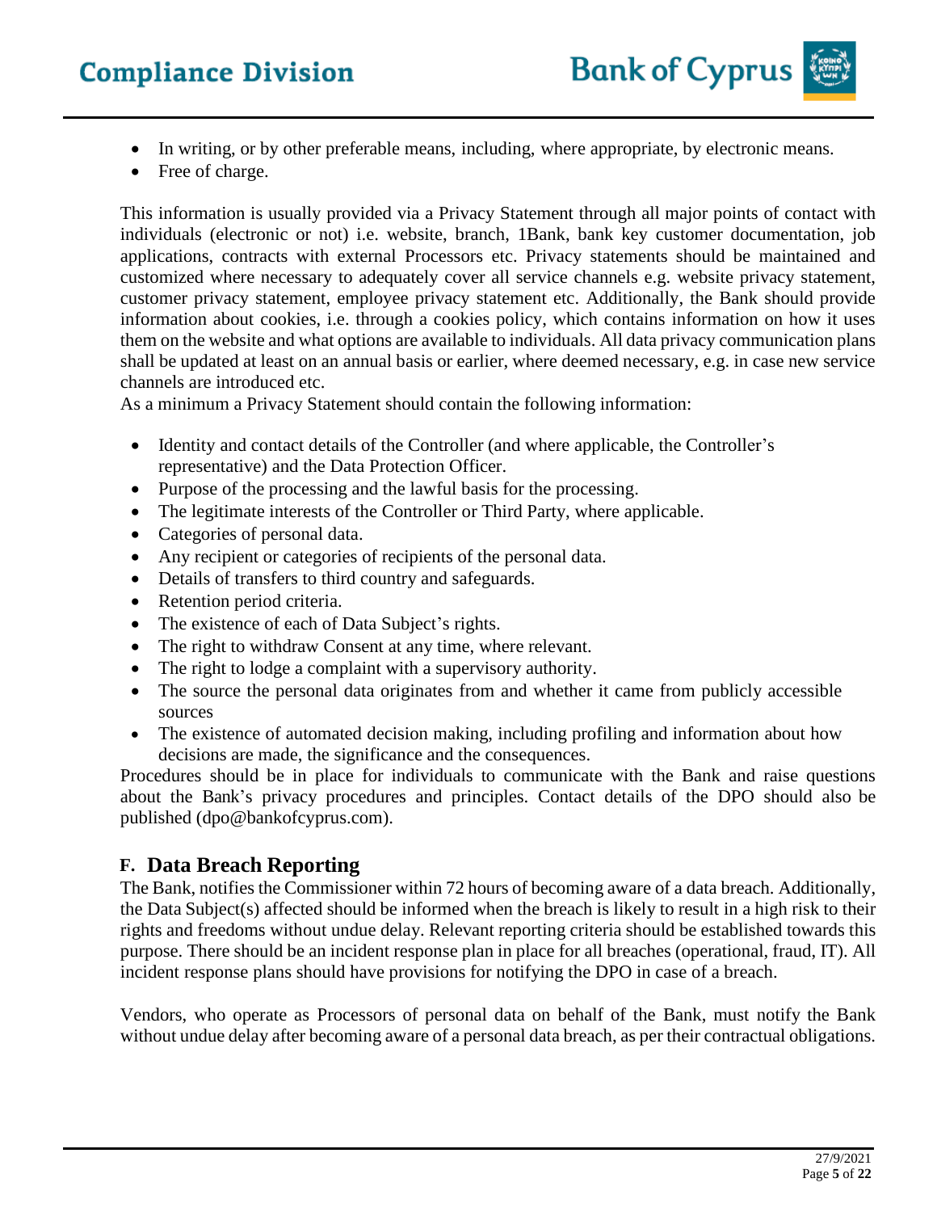- In writing, or by other preferable means, including, where appropriate, by electronic means.
- Free of charge.

This information is usually provided via a Privacy Statement through all major points of contact with individuals (electronic or not) i.e. website, branch, 1Bank, bank key customer documentation, job applications, contracts with external Processors etc. Privacy statements should be maintained and customized where necessary to adequately cover all service channels e.g. website privacy statement, customer privacy statement, employee privacy statement etc. Additionally, the Bank should provide information about cookies, i.e. through a cookies policy, which contains information on how it uses them on the website and what options are available to individuals. All data privacy communication plans shall be updated at least on an annual basis or earlier, where deemed necessary, e.g. in case new service channels are introduced etc.

As a minimum a Privacy Statement should contain the following information:

- Identity and contact details of the Controller (and where applicable, the Controller's representative) and the Data Protection Officer.
- Purpose of the processing and the lawful basis for the processing.
- The legitimate interests of the Controller or Third Party, where applicable.
- Categories of personal data.
- Any recipient or categories of recipients of the personal data.
- Details of transfers to third country and safeguards.
- Retention period criteria.
- The existence of each of Data Subject's rights.
- The right to withdraw Consent at any time, where relevant.
- The right to lodge a complaint with a supervisory authority.
- The source the personal data originates from and whether it came from publicly accessible sources
- The existence of automated decision making, including profiling and information about how decisions are made, the significance and the consequences.

Procedures should be in place for individuals to communicate with the Bank and raise questions about the Bank's privacy procedures and principles. Contact details of the DPO should also be published (dpo@bankofcyprus.com).

## F. Data Breach Reporting

The Bank, notifies the Commissioner within 72 hours of becoming aware of a data breach. Additionally, the Data Subject(s) affected should be informed when the breach is likely to result in a high risk to their rights and freedoms without undue delay. Relevant reporting criteria should be established towards this purpose. There should be an incident response plan in place for all breaches (operational, fraud, IT). All incident response plans should have provisions for notifying the DPO in case of a breach.

Vendors, who operate as Processors of personal data on behalf of the Bank, must notify the Bank without undue delay after becoming aware of a personal data breach, as per their contractual obligations.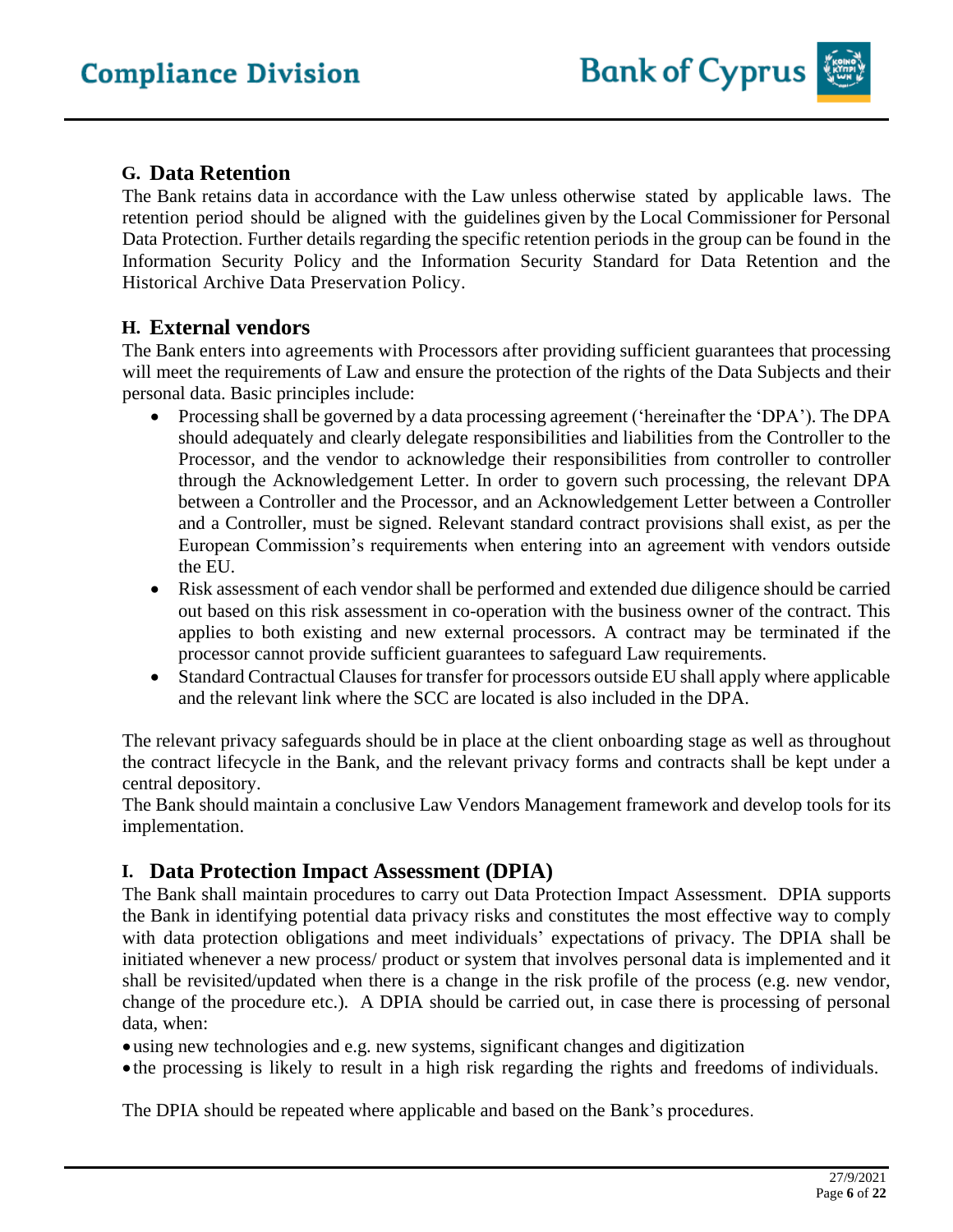## G. Data Retention

The Bank retains data in accordance with the Law unless otherwise stated by applicable laws. The retention period should be aligned with the guidelines given by the Local Commissioner for Personal Data Protection. Further details regarding the specific retention periods in the group can be found in the Information Security Policy and the Information Security Standard for Data Retention and the Historical Archive Data Preservation Policy.

## H. External vendors

The Bank enters into agreements with Processors after providing sufficient guarantees that processing will meet the requirements of Law and ensure the protection of the rights of the Data Subjects and their personal data. Basic principles include:

- Processing shall be governed by a data processing agreement ('hereinafter the 'DPA'). The DPA should adequately and clearly delegate responsibilities and liabilities from the Controller to the Processor, and the vendor to acknowledge their responsibilities from controller to controller through the Acknowledgement Letter. In order to govern such processing, the relevant DPA between a Controller and the Processor, and an Acknowledgement Letter between a Controller and a Controller, must be signed. Relevant standard contract provisions shall exist, as per the European Commission's requirements when entering into an agreement with vendors outside the EU.
- Risk assessment of each vendor shall be performed and extended due diligence should be carried out based on this risk assessment in co-operation with the business owner of the contract. This applies to both existing and new external processors. A contract may be terminated if the processor cannot provide sufficient guarantees to safeguard Law requirements.
- Standard Contractual Clauses for transfer for processors outside EU shall apply where applicable and the relevant link where the SCC are located is also included in the DPA.

The relevant privacy safeguards should be in place at the client onboarding stage as well as throughout the contract lifecycle in the Bank, and the relevant privacy forms and contracts shall be kept under a central depository.

The Bank should maintain a conclusive Law Vendors Management framework and develop tools for its implementation.

## I. Data Protection Impact Assessment (DPIA)

The Bank shall maintain procedures to carry out Data Protection Impact Assessment. DPIA supports the Bank in identifying potential data privacy risks and constitutes the most effective way to comply with data protection obligations and meet individuals' expectations of privacy. The DPIA shall be initiated whenever a new process/ product or system that involves personal data is implemented and it shall be revisited/updated when there is a change in the risk profile of the process (e.g. new vendor, change of the procedure etc.). A DPIA should be carried out, in case there is processing of personal data, when:

- using new technologies and e.g. new systems, significant changes and digitization
- the processing is likely to result in a high risk regarding the rights and freedoms of individuals.

The DPIA should be repeated where applicable and based on the Bank's procedures.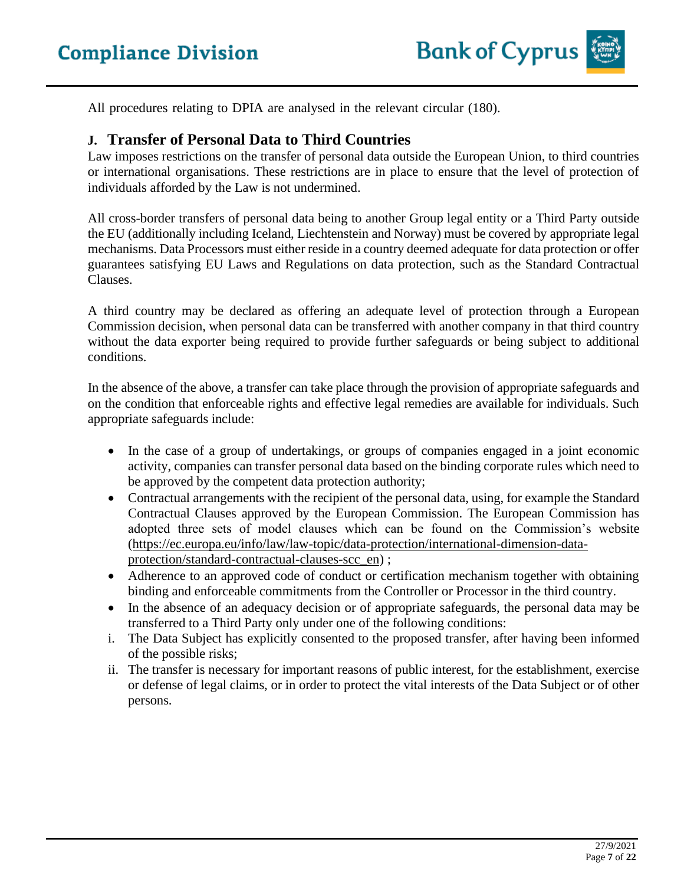All procedures relating to DPIA are analysed in the relevant circular (180).

## J. Transfer of Personal Data to Third Countries

Law imposes restrictions on the transfer of personal data outside the European Union, to third countries or international organisations. These restrictions are in place to ensure that the level of protection of individuals afforded by the Law is not undermined.

All cross-border transfers of personal data being to another Group legal entity or a Third Party outside the EU (additionally including Iceland, Liechtenstein and Norway) must be covered by appropriate legal mechanisms. Data Processors must either reside in a country deemed adequate for data protection or offer guarantees satisfying EU Laws and Regulations on data protection, such as the Standard Contractual Clauses.

A third country may be declared as offering an adequate level of protection through a European Commission decision, when personal data can be transferred with another company in that third country without the data exporter being required to provide further safeguards or being subject to additional conditions.

In the absence of the above, a transfer can take place through the provision of appropriate safeguards and on the condition that enforceable rights and effective legal remedies are available for individuals. Such appropriate safeguards include:

- In the case of a group of undertakings, or groups of companies engaged in a joint economic activity, companies can transfer personal data based on the binding corporate rules which need to be approved by the competent data protection authority;
- Contractual arrangements with the recipient of the personal data, using, for example the Standard Contractual Clauses approved by the European Commission. The European Commission has adopted three sets of model clauses which can be found on the Commission's website (https://ec.europa.eu/info/law/law-topic/data-protection/international-dimension-data-protection/standard-contractual-clauses-scc_en) ;
- Adherence to an approved code of conduct or certification mechanism together with obtaining binding and enforceable commitments from the Controller or Processor in the third country.
- In the absence of an adequacy decision or of appropriate safeguards, the personal data may be transferred to a Third Party only under one of the following conditions:

i. The Data Subject has explicitly consented to the proposed transfer, after having been informed of the possible risks;

ii. The transfer is necessary for important reasons of public interest, for the establishment, exercise or defense of legal claims, or in order to protect the vital interests of the Data Subject or of other persons.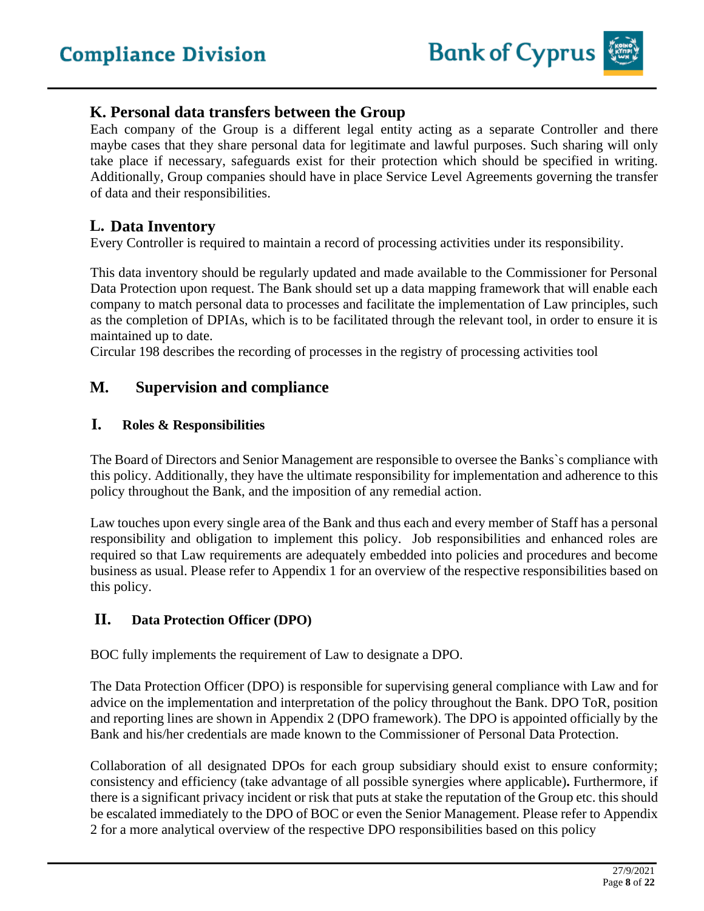## K. Personal data transfers between the Group

Each company of the Group is a different legal entity acting as a separate Controller and there maybe cases that they share personal data for legitimate and lawful purposes. Such sharing will only take place if necessary, safeguards exist for their protection which should be specified in writing. Additionally, Group companies should have in place Service Level Agreements governing the transfer of data and their responsibilities.

## L. Data Inventory

Every Controller is required to maintain a record of processing activities under its responsibility.

This data inventory should be regularly updated and made available to the Commissioner for Personal Data Protection upon request. The Bank should set up a data mapping framework that will enable each company to match personal data to processes and facilitate the implementation of Law principles, such as the completion of DPIAs, which is to be facilitated through the relevant tool, in order to ensure it is maintained up to date.
Circular 198 describes the recording of processes in the registry of processing activities tool

## M. Supervision and compliance

### I. Roles & Responsibilities

The Board of Directors and Senior Management are responsible to oversee the Banks`s compliance with this policy. Additionally, they have the ultimate responsibility for implementation and adherence to this policy throughout the Bank, and the imposition of any remedial action.

Law touches upon every single area of the Bank and thus each and every member of Staff has a personal responsibility and obligation to implement this policy. Job responsibilities and enhanced roles are required so that Law requirements are adequately embedded into policies and procedures and become business as usual. Please refer to Appendix 1 for an overview of the respective responsibilities based on this policy.

### II. Data Protection Officer (DPO)

BOC fully implements the requirement of Law to designate a DPO.

The Data Protection Officer (DPO) is responsible for supervising general compliance with Law and for advice on the implementation and interpretation of the policy throughout the Bank. DPO ToR, position and reporting lines are shown in Appendix 2 (DPO framework). The DPO is appointed officially by the Bank and his/her credentials are made known to the Commissioner of Personal Data Protection.

Collaboration of all designated DPOs for each group subsidiary should exist to ensure conformity; consistency and efficiency (take advantage of all possible synergies where applicable)**.** Furthermore, if there is a significant privacy incident or risk that puts at stake the reputation of the Group etc. this should be escalated immediately to the DPO of BOC or even the Senior Management. Please refer to Appendix 2 for a more analytical overview of the respective DPO responsibilities based on this policy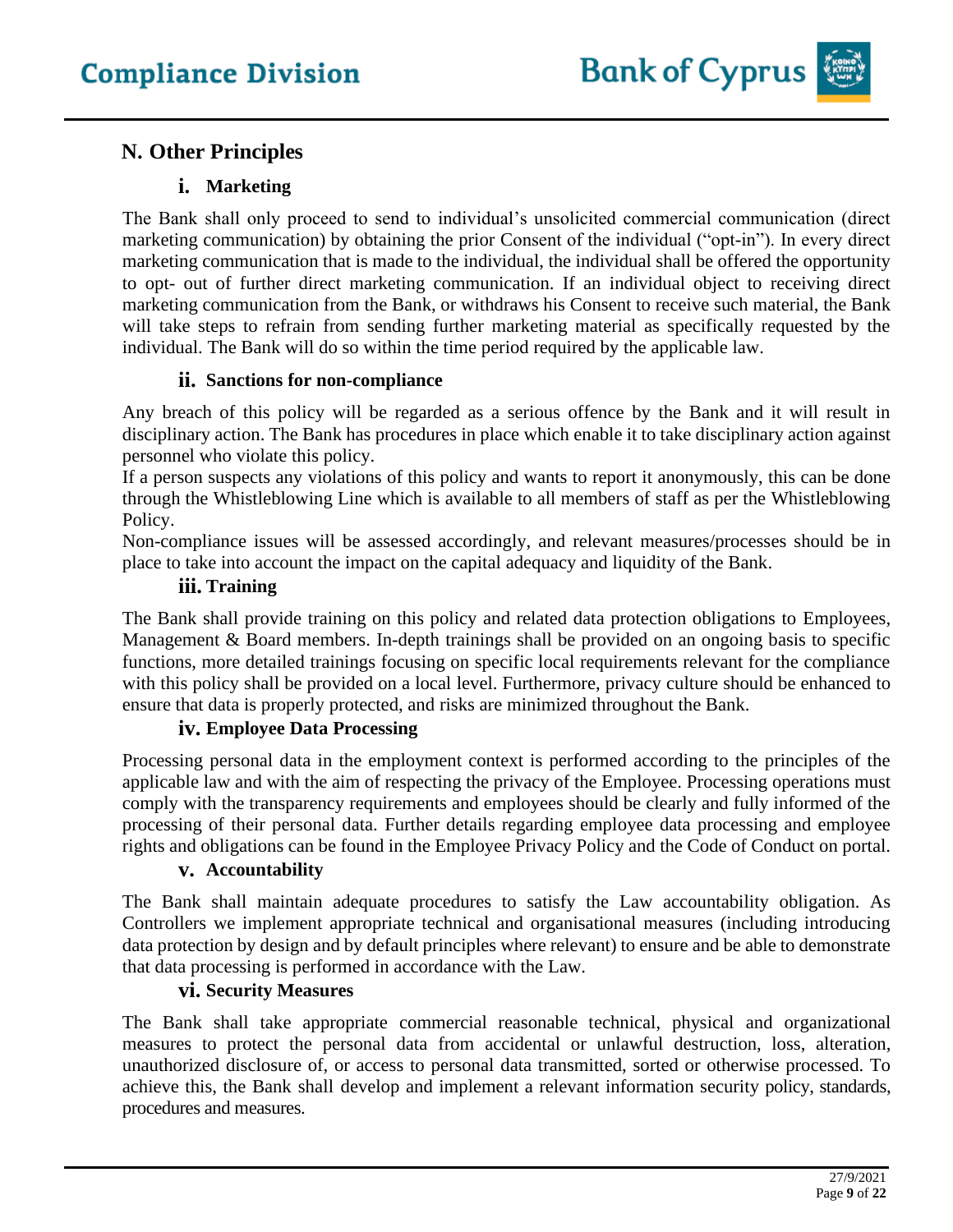## N. Other Principles

### i. Marketing

The Bank shall only proceed to send to individual's unsolicited commercial communication (direct marketing communication) by obtaining the prior Consent of the individual ("opt-in"). In every direct marketing communication that is made to the individual, the individual shall be offered the opportunity to opt- out of further direct marketing communication. If an individual object to receiving direct marketing communication from the Bank, or withdraws his Consent to receive such material, the Bank will take steps to refrain from sending further marketing material as specifically requested by the individual. The Bank will do so within the time period required by the applicable law.

### ii. Sanctions for non-compliance

Any breach of this policy will be regarded as a serious offence by the Bank and it will result in disciplinary action. The Bank has procedures in place which enable it to take disciplinary action against personnel who violate this policy.

If a person suspects any violations of this policy and wants to report it anonymously, this can be done through the Whistleblowing Line which is available to all members of staff as per the Whistleblowing Policy.

Non-compliance issues will be assessed accordingly, and relevant measures/processes should be in place to take into account the impact on the capital adequacy and liquidity of the Bank.

### iii. Training

The Bank shall provide training on this policy and related data protection obligations to Employees, Management & Board members. In-depth trainings shall be provided on an ongoing basis to specific functions, more detailed trainings focusing on specific local requirements relevant for the compliance with this policy shall be provided on a local level. Furthermore, privacy culture should be enhanced to ensure that data is properly protected, and risks are minimized throughout the Bank.

### iv. Employee Data Processing

Processing personal data in the employment context is performed according to the principles of the applicable law and with the aim of respecting the privacy of the Employee. Processing operations must comply with the transparency requirements and employees should be clearly and fully informed of the processing of their personal data. Further details regarding employee data processing and employee rights and obligations can be found in the Employee Privacy Policy and the Code of Conduct on portal.

### v. Accountability

The Bank shall maintain adequate procedures to satisfy the Law accountability obligation. As Controllers we implement appropriate technical and organisational measures (including introducing data protection by design and by default principles where relevant) to ensure and be able to demonstrate that data processing is performed in accordance with the Law.

### vi. Security Measures

The Bank shall take appropriate commercial reasonable technical, physical and organizational measures to protect the personal data from accidental or unlawful destruction, loss, alteration, unauthorized disclosure of, or access to personal data transmitted, sorted or otherwise processed. To achieve this, the Bank shall develop and implement a relevant information security policy, standards, procedures and measures.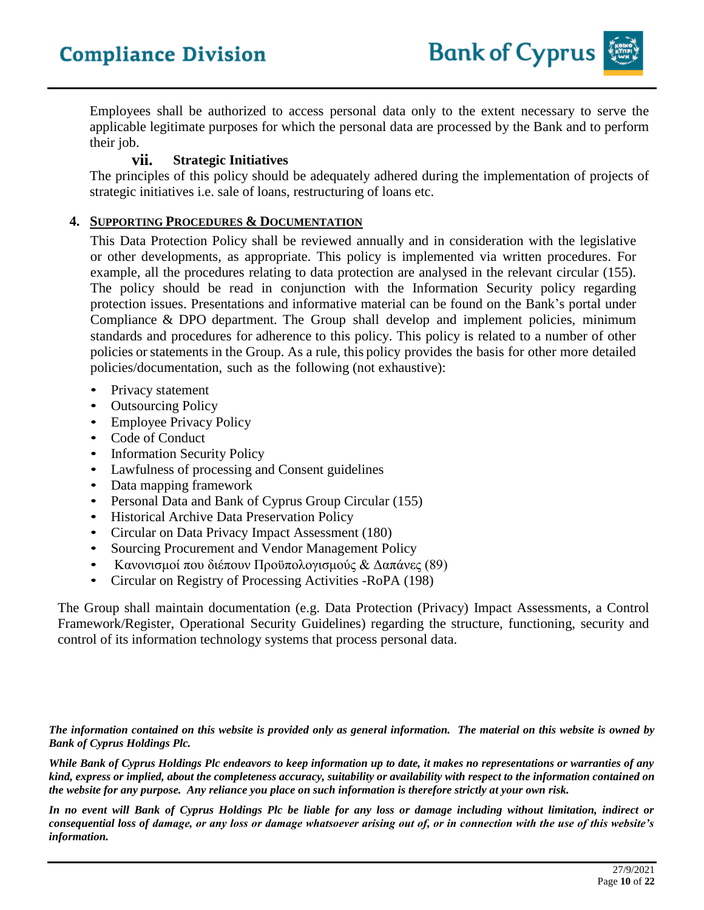Employees shall be authorized to access personal data only to the extent necessary to serve the applicable legitimate purposes for which the personal data are processed by the Bank and to perform their job.

### vii. Strategic Initiatives

The principles of this policy should be adequately adhered during the implementation of projects of strategic initiatives i.e. sale of loans, restructuring of loans etc.

## 4. SUPPORTING PROCEDURES & DOCUMENTATION

This Data Protection Policy shall be reviewed annually and in consideration with the legislative or other developments, as appropriate. This policy is implemented via written procedures. For example, all the procedures relating to data protection are analysed in the relevant circular (155). The policy should be read in conjunction with the Information Security policy regarding protection issues. Presentations and informative material can be found on the Bank's portal under Compliance & DPO department. The Group shall develop and implement policies, minimum standards and procedures for adherence to this policy. This policy is related to a number of other policies or statements in the Group. As a rule, this policy provides the basis for other more detailed policies/documentation, such as the following (not exhaustive):

- Privacy statement
- Outsourcing Policy
- Employee Privacy Policy
- Code of Conduct
- Information Security Policy
- Lawfulness of processing and Consent guidelines
- Data mapping framework
- Personal Data and Bank of Cyprus Group Circular (155)
- Historical Archive Data Preservation Policy
- Circular on Data Privacy Impact Assessment (180)
- Sourcing Procurement and Vendor Management Policy
- Κανονισμοί που διέπουν Προϋπολογισμούς & Δαπάνες (89)
- Circular on Registry of Processing Activities -RoPA (198)

The Group shall maintain documentation (e.g. Data Protection (Privacy) Impact Assessments, a Control Framework/Register, Operational Security Guidelines) regarding the structure, functioning, security and control of its information technology systems that process personal data.

***The information contained on this website is provided only as general information. The material on this website is owned by Bank of Cyprus Holdings Plc.***

***While Bank of Cyprus Holdings Plc endeavors to keep information up to date, it makes no representations or warranties of any kind, express or implied, about the completeness accuracy, suitability or availability with respect to the information contained on the website for any purpose. Any reliance you place on such information is therefore strictly at your own risk.***

***In no event will Bank of Cyprus Holdings Plc be liable for any loss or damage including without limitation, indirect or consequential loss of damage, or any loss or damage whatsoever arising out of, or in connection with the use of this website's information.***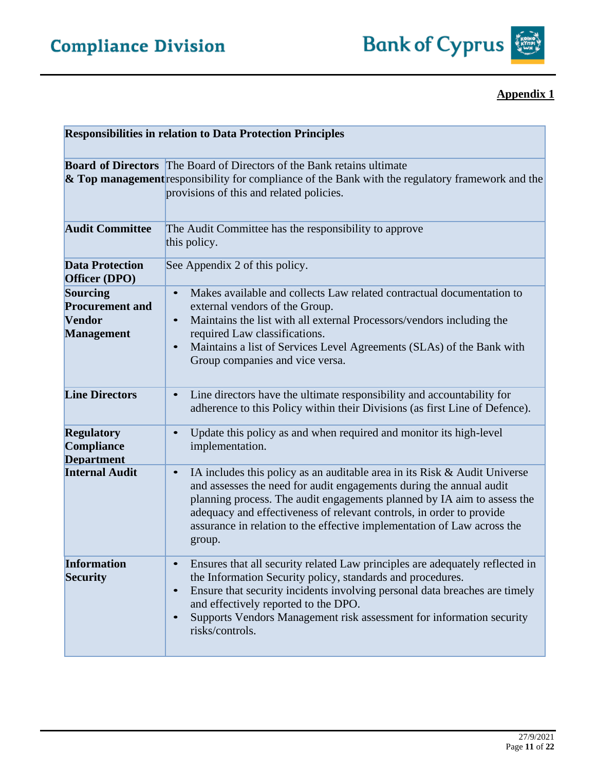**Appendix 1**

| **Responsibilities in relation to Data Protection Principles** | |
|---|---|
| **Board of Directors & Top management** | The Board of Directors of the Bank retains ultimate responsibility for compliance of the Bank with the regulatory framework and the provisions of this and related policies. |
| **Audit Committee** | The Audit Committee has the responsibility to approve this policy. |
| **Data Protection Officer (DPO)** | See Appendix 2 of this policy. |
| **Sourcing Procurement and Vendor Management** | • Makes available and collects Law related contractual documentation to external vendors of the Group.<br>• Maintains the list with all external Processors/vendors including the required Law classifications.<br>• Maintains a list of Services Level Agreements (SLAs) of the Bank with Group companies and vice versa. |
| **Line Directors** | • Line directors have the ultimate responsibility and accountability for adherence to this Policy within their Divisions (as first Line of Defence). |
| **Regulatory Compliance Department** | • Update this policy as and when required and monitor its high-level implementation. |
| **Internal Audit** | • IA includes this policy as an auditable area in its Risk & Audit Universe and assesses the need for audit engagements during the annual audit planning process. The audit engagements planned by IA aim to assess the adequacy and effectiveness of relevant controls, in order to provide assurance in relation to the effective implementation of Law across the group. |
| **Information Security** | • Ensures that all security related Law principles are adequately reflected in the Information Security policy, standards and procedures.<br>• Ensure that security incidents involving personal data breaches are timely and effectively reported to the DPO.<br>• Supports Vendors Management risk assessment for information security risks/controls. |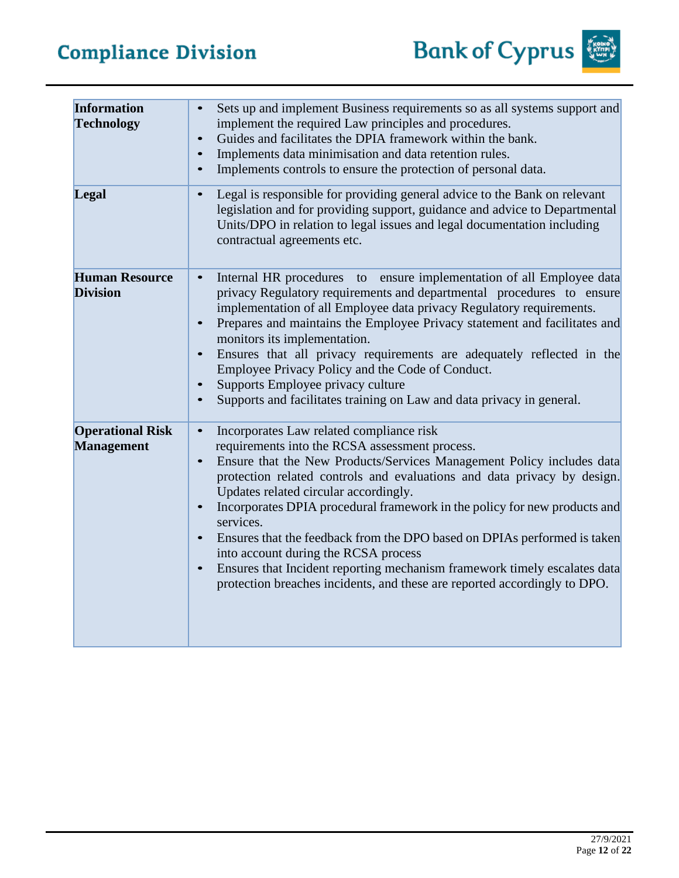| | |
|---|---|
| **Information Technology** | • Sets up and implement Business requirements so as all systems support and implement the required Law principles and procedures.<br>• Guides and facilitates the DPIA framework within the bank.<br>• Implements data minimisation and data retention rules.<br>• Implements controls to ensure the protection of personal data. |
| **Legal** | • Legal is responsible for providing general advice to the Bank on relevant legislation and for providing support, guidance and advice to Departmental Units/DPO in relation to legal issues and legal documentation including contractual agreements etc. |
| **Human Resource Division** | • Internal HR procedures to ensure implementation of all Employee data privacy Regulatory requirements and departmental procedures to ensure implementation of all Employee data privacy Regulatory requirements.<br>• Prepares and maintains the Employee Privacy statement and facilitates and monitors its implementation.<br>• Ensures that all privacy requirements are adequately reflected in the Employee Privacy Policy and the Code of Conduct.<br>• Supports Employee privacy culture<br>• Supports and facilitates training on Law and data privacy in general. |
| **Operational Risk Management** | • Incorporates Law related compliance risk requirements into the RCSA assessment process.<br>• Ensure that the New Products/Services Management Policy includes data protection related controls and evaluations and data privacy by design. Updates related circular accordingly.<br>• Incorporates DPIA procedural framework in the policy for new products and services.<br>• Ensures that the feedback from the DPO based on DPIAs performed is taken into account during the RCSA process<br>• Ensures that Incident reporting mechanism framework timely escalates data protection breaches incidents, and these are reported accordingly to DPO. |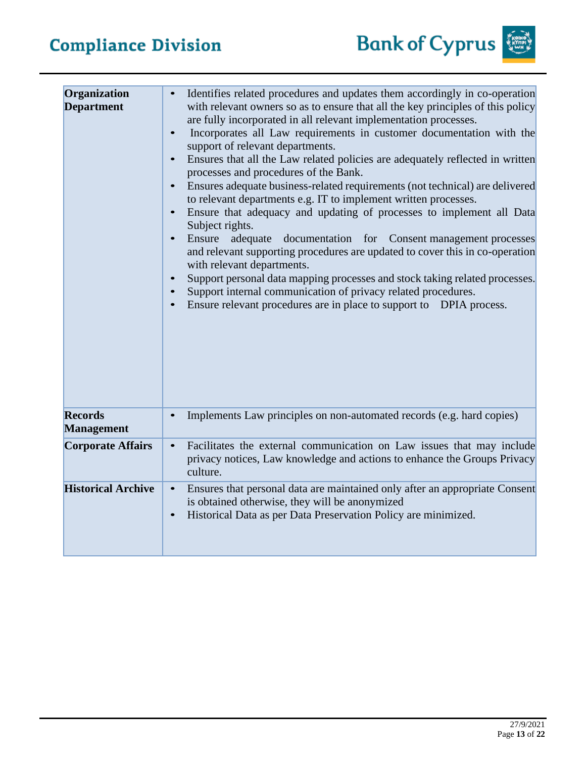| | |
|---|---|
| **Organization Department** | • Identifies related procedures and updates them accordingly in co-operation with relevant owners so as to ensure that all the key principles of this policy are fully incorporated in all relevant implementation processes.<br>• Incorporates all Law requirements in customer documentation with the support of relevant departments.<br>• Ensures that all the Law related policies are adequately reflected in written processes and procedures of the Bank.<br>• Ensures adequate business-related requirements (not technical) are delivered to relevant departments e.g. IT to implement written processes.<br>• Ensure that adequacy and updating of processes to implement all Data Subject rights.<br>• Ensure adequate documentation for Consent management processes and relevant supporting procedures are updated to cover this in co-operation with relevant departments.<br>• Support personal data mapping processes and stock taking related processes.<br>• Support internal communication of privacy related procedures.<br>• Ensure relevant procedures are in place to support to DPIA process. |
| **Records Management** | • Implements Law principles on non-automated records (e.g. hard copies) |
| **Corporate Affairs** | • Facilitates the external communication on Law issues that may include privacy notices, Law knowledge and actions to enhance the Groups Privacy culture. |
| **Historical Archive** | • Ensures that personal data are maintained only after an appropriate Consent is obtained otherwise, they will be anonymized<br>• Historical Data as per Data Preservation Policy are minimized. |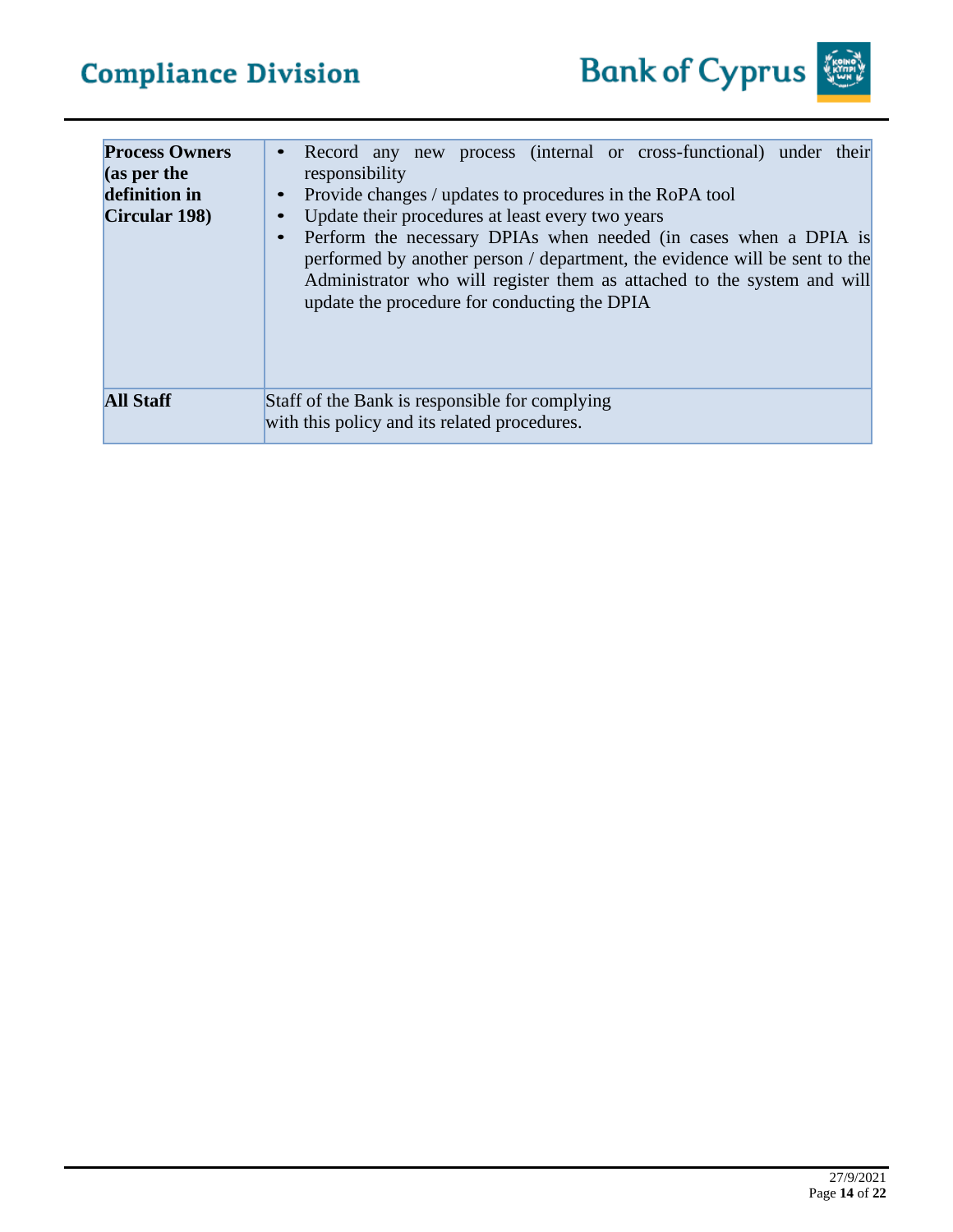| | |
|---|---|
| **Process Owners (as per the definition in Circular 198)** | • Record any new process (internal or cross-functional) under their responsibility<br>• Provide changes / updates to procedures in the RoPA tool<br>• Update their procedures at least every two years<br>• Perform the necessary DPIAs when needed (in cases when a DPIA is performed by another person / department, the evidence will be sent to the Administrator who will register them as attached to the system and will update the procedure for conducting the DPIA |
| **All Staff** | Staff of the Bank is responsible for complying with this policy and its related procedures. |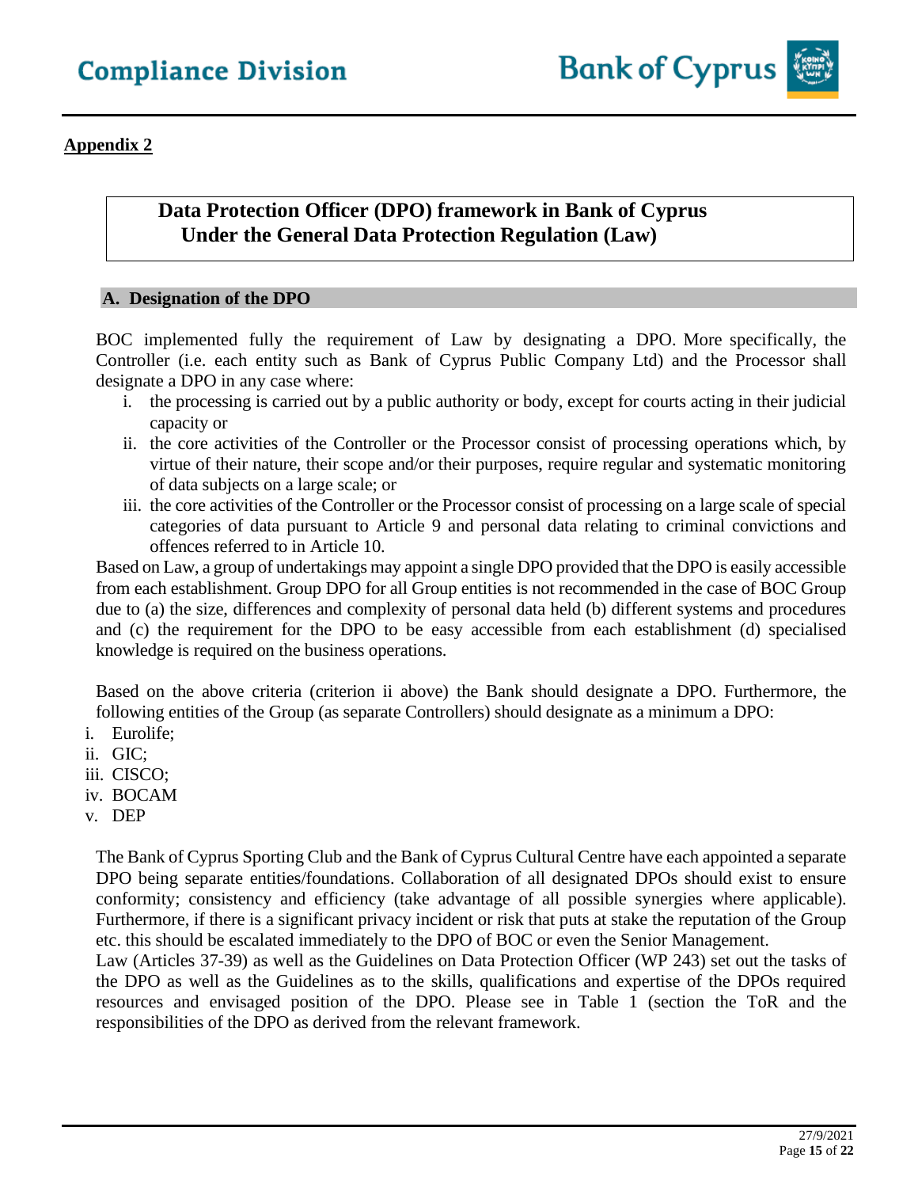**Appendix 2**

## Data Protection Officer (DPO) framework in Bank of Cyprus Under the General Data Protection Regulation (Law)

### A. Designation of the DPO

BOC implemented fully the requirement of Law by designating a DPO. More specifically, the Controller (i.e. each entity such as Bank of Cyprus Public Company Ltd) and the Processor shall designate a DPO in any case where:

i. the processing is carried out by a public authority or body, except for courts acting in their judicial capacity or
ii. the core activities of the Controller or the Processor consist of processing operations which, by virtue of their nature, their scope and/or their purposes, require regular and systematic monitoring of data subjects on a large scale; or
iii. the core activities of the Controller or the Processor consist of processing on a large scale of special categories of data pursuant to Article 9 and personal data relating to criminal convictions and offences referred to in Article 10.

Based on Law, a group of undertakings may appoint a single DPO provided that the DPO is easily accessible from each establishment. Group DPO for all Group entities is not recommended in the case of BOC Group due to (a) the size, differences and complexity of personal data held (b) different systems and procedures and (c) the requirement for the DPO to be easy accessible from each establishment (d) specialised knowledge is required on the business operations.

Based on the above criteria (criterion ii above) the Bank should designate a DPO. Furthermore, the following entities of the Group (as separate Controllers) should designate as a minimum a DPO:

i. Eurolife;
ii. GIC;
iii. CISCO;
iv. BOCAM
v. DEP

The Bank of Cyprus Sporting Club and the Bank of Cyprus Cultural Centre have each appointed a separate DPO being separate entities/foundations. Collaboration of all designated DPOs should exist to ensure conformity; consistency and efficiency (take advantage of all possible synergies where applicable). Furthermore, if there is a significant privacy incident or risk that puts at stake the reputation of the Group etc. this should be escalated immediately to the DPO of BOC or even the Senior Management.
Law (Articles 37-39) as well as the Guidelines on Data Protection Officer (WP 243) set out the tasks of the DPO as well as the Guidelines as to the skills, qualifications and expertise of the DPOs required resources and envisaged position of the DPO. Please see in Table 1 (section the ToR and the responsibilities of the DPO as derived from the relevant framework.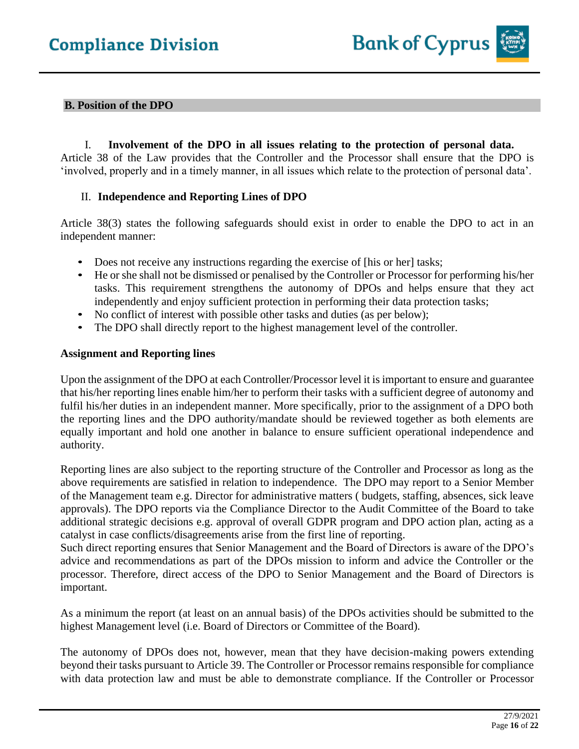## B. Position of the DPO

### I. Involvement of the DPO in all issues relating to the protection of personal data.

Article 38 of the Law provides that the Controller and the Processor shall ensure that the DPO is 'involved, properly and in a timely manner, in all issues which relate to the protection of personal data'.

### II. Independence and Reporting Lines of DPO

Article 38(3) states the following safeguards should exist in order to enable the DPO to act in an independent manner:

- Does not receive any instructions regarding the exercise of [his or her] tasks;
- He or she shall not be dismissed or penalised by the Controller or Processor for performing his/her tasks. This requirement strengthens the autonomy of DPOs and helps ensure that they act independently and enjoy sufficient protection in performing their data protection tasks;
- No conflict of interest with possible other tasks and duties (as per below);
- The DPO shall directly report to the highest management level of the controller.

**Assignment and Reporting lines**

Upon the assignment of the DPO at each Controller/Processor level it is important to ensure and guarantee that his/her reporting lines enable him/her to perform their tasks with a sufficient degree of autonomy and fulfil his/her duties in an independent manner. More specifically, prior to the assignment of a DPO both the reporting lines and the DPO authority/mandate should be reviewed together as both elements are equally important and hold one another in balance to ensure sufficient operational independence and authority.

Reporting lines are also subject to the reporting structure of the Controller and Processor as long as the above requirements are satisfied in relation to independence. The DPO may report to a Senior Member of the Management team e.g. Director for administrative matters ( budgets, staffing, absences, sick leave approvals). The DPO reports via the Compliance Director to the Audit Committee of the Board to take additional strategic decisions e.g. approval of overall GDPR program and DPO action plan, acting as a catalyst in case conflicts/disagreements arise from the first line of reporting.
Such direct reporting ensures that Senior Management and the Board of Directors is aware of the DPO's advice and recommendations as part of the DPOs mission to inform and advice the Controller or the processor. Therefore, direct access of the DPO to Senior Management and the Board of Directors is important.

As a minimum the report (at least on an annual basis) of the DPOs activities should be submitted to the highest Management level (i.e. Board of Directors or Committee of the Board).

The autonomy of DPOs does not, however, mean that they have decision-making powers extending beyond their tasks pursuant to Article 39. The Controller or Processor remains responsible for compliance with data protection law and must be able to demonstrate compliance. If the Controller or Processor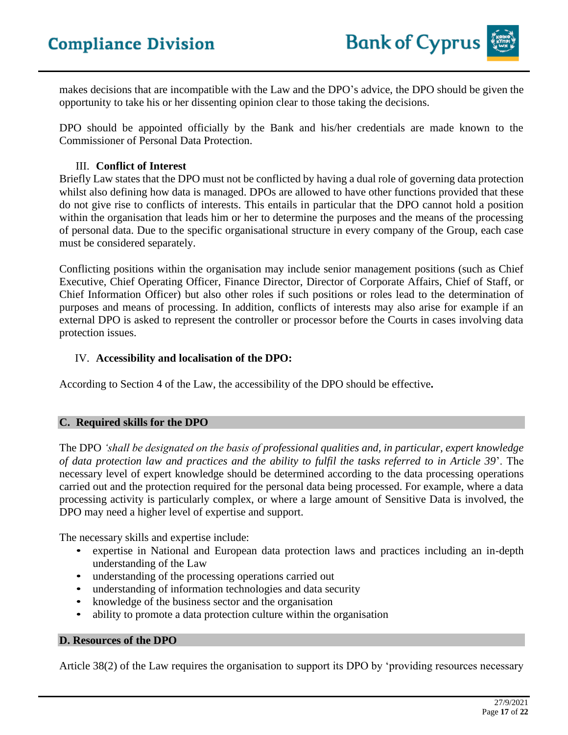makes decisions that are incompatible with the Law and the DPO's advice, the DPO should be given the opportunity to take his or her dissenting opinion clear to those taking the decisions.

DPO should be appointed officially by the Bank and his/her credentials are made known to the Commissioner of Personal Data Protection.

### III. Conflict of Interest

Briefly Law states that the DPO must not be conflicted by having a dual role of governing data protection whilst also defining how data is managed. DPOs are allowed to have other functions provided that these do not give rise to conflicts of interests. This entails in particular that the DPO cannot hold a position within the organisation that leads him or her to determine the purposes and the means of the processing of personal data. Due to the specific organisational structure in every company of the Group, each case must be considered separately.

Conflicting positions within the organisation may include senior management positions (such as Chief Executive, Chief Operating Officer, Finance Director, Director of Corporate Affairs, Chief of Staff, or Chief Information Officer) but also other roles if such positions or roles lead to the determination of purposes and means of processing. In addition, conflicts of interests may also arise for example if an external DPO is asked to represent the controller or processor before the Courts in cases involving data protection issues.

### IV. Accessibility and localisation of the DPO:

According to Section 4 of the Law, the accessibility of the DPO should be effective**.**

## C. Required skills for the DPO

The DPO *'shall be designated on the basis of professional qualities and, in particular, expert knowledge of data protection law and practices and the ability to fulfil the tasks referred to in Article 39*'. The necessary level of expert knowledge should be determined according to the data processing operations carried out and the protection required for the personal data being processed. For example, where a data processing activity is particularly complex, or where a large amount of Sensitive Data is involved, the DPO may need a higher level of expertise and support.

The necessary skills and expertise include:

- expertise in National and European data protection laws and practices including an in-depth understanding of the Law
- understanding of the processing operations carried out
- understanding of information technologies and data security
- knowledge of the business sector and the organisation
- ability to promote a data protection culture within the organisation

## D. Resources of the DPO

Article 38(2) of the Law requires the organisation to support its DPO by 'providing resources necessary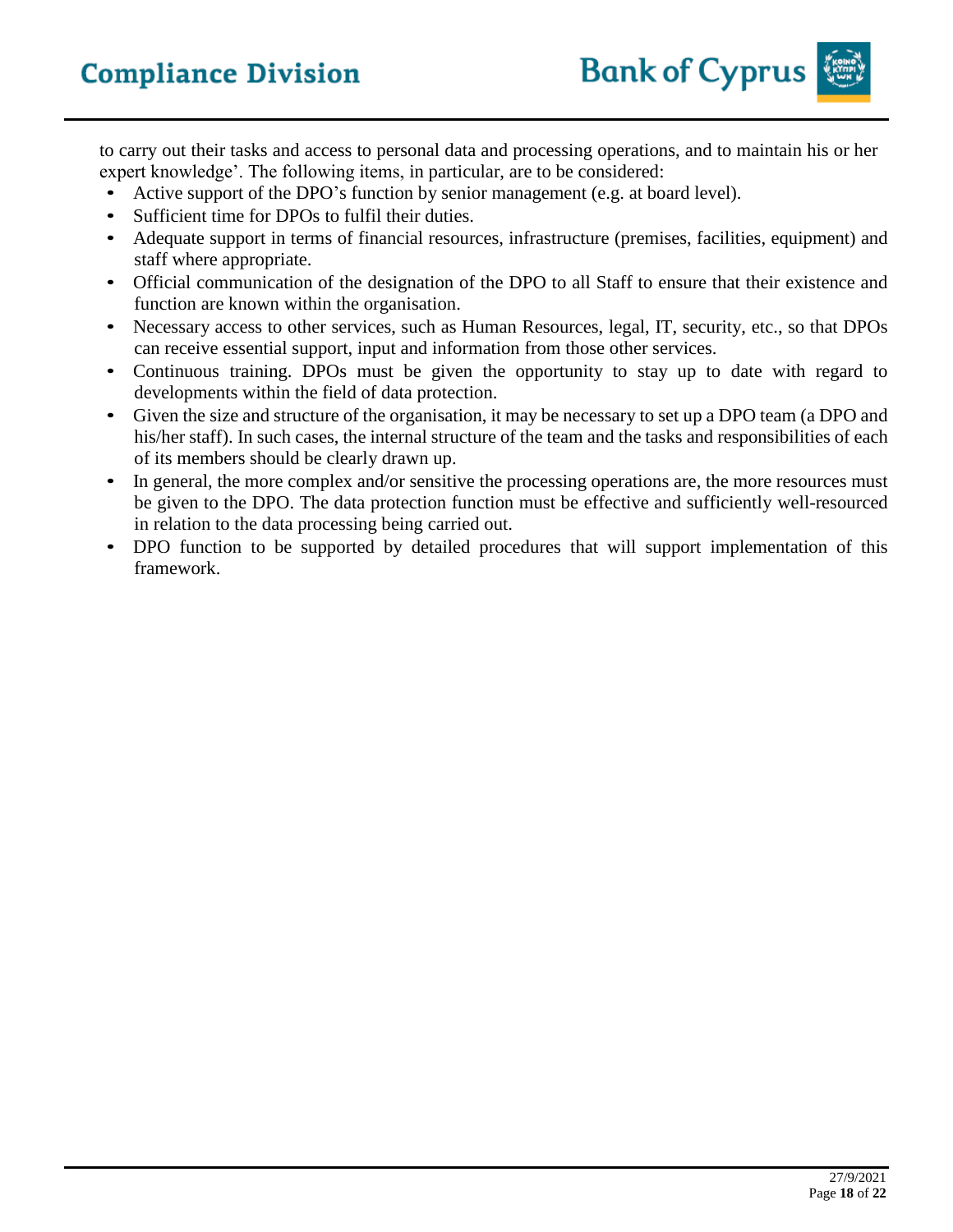to carry out their tasks and access to personal data and processing operations, and to maintain his or her expert knowledge'. The following items, in particular, are to be considered:

- Active support of the DPO's function by senior management (e.g. at board level).
- Sufficient time for DPOs to fulfil their duties.
- Adequate support in terms of financial resources, infrastructure (premises, facilities, equipment) and staff where appropriate.
- Official communication of the designation of the DPO to all Staff to ensure that their existence and function are known within the organisation.
- Necessary access to other services, such as Human Resources, legal, IT, security, etc., so that DPOs can receive essential support, input and information from those other services.
- Continuous training. DPOs must be given the opportunity to stay up to date with regard to developments within the field of data protection.
- Given the size and structure of the organisation, it may be necessary to set up a DPO team (a DPO and his/her staff). In such cases, the internal structure of the team and the tasks and responsibilities of each of its members should be clearly drawn up.
- In general, the more complex and/or sensitive the processing operations are, the more resources must be given to the DPO. The data protection function must be effective and sufficiently well-resourced in relation to the data processing being carried out.
- DPO function to be supported by detailed procedures that will support implementation of this framework.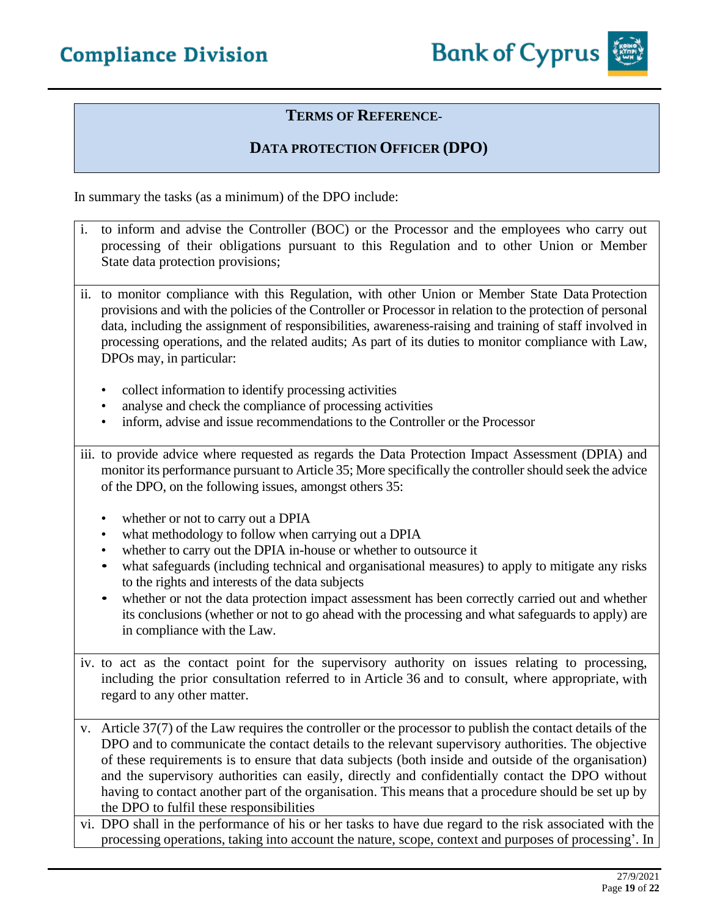## TERMS OF REFERENCE-

## DATA PROTECTION OFFICER (DPO)

In summary the tasks (as a minimum) of the DPO include:

i. to inform and advise the Controller (BOC) or the Processor and the employees who carry out processing of their obligations pursuant to this Regulation and to other Union or Member State data protection provisions;

ii. to monitor compliance with this Regulation, with other Union or Member State Data Protection provisions and with the policies of the Controller or Processor in relation to the protection of personal data, including the assignment of responsibilities, awareness-raising and training of staff involved in processing operations, and the related audits; As part of its duties to monitor compliance with Law, DPOs may, in particular:

- collect information to identify processing activities
- analyse and check the compliance of processing activities
- inform, advise and issue recommendations to the Controller or the Processor

iii. to provide advice where requested as regards the Data Protection Impact Assessment (DPIA) and monitor its performance pursuant to Article 35; More specifically the controller should seek the advice of the DPO, on the following issues, amongst others 35:

- whether or not to carry out a DPIA
- what methodology to follow when carrying out a DPIA
- whether to carry out the DPIA in-house or whether to outsource it
- what safeguards (including technical and organisational measures) to apply to mitigate any risks to the rights and interests of the data subjects
- whether or not the data protection impact assessment has been correctly carried out and whether its conclusions (whether or not to go ahead with the processing and what safeguards to apply) are in compliance with the Law.

iv. to act as the contact point for the supervisory authority on issues relating to processing, including the prior consultation referred to in Article 36 and to consult, where appropriate, with regard to any other matter.

v. Article 37(7) of the Law requires the controller or the processor to publish the contact details of the DPO and to communicate the contact details to the relevant supervisory authorities. The objective of these requirements is to ensure that data subjects (both inside and outside of the organisation) and the supervisory authorities can easily, directly and confidentially contact the DPO without having to contact another part of the organisation. This means that a procedure should be set up by the DPO to fulfil these responsibilities

vi. DPO shall in the performance of his or her tasks to have due regard to the risk associated with the processing operations, taking into account the nature, scope, context and purposes of processing'. In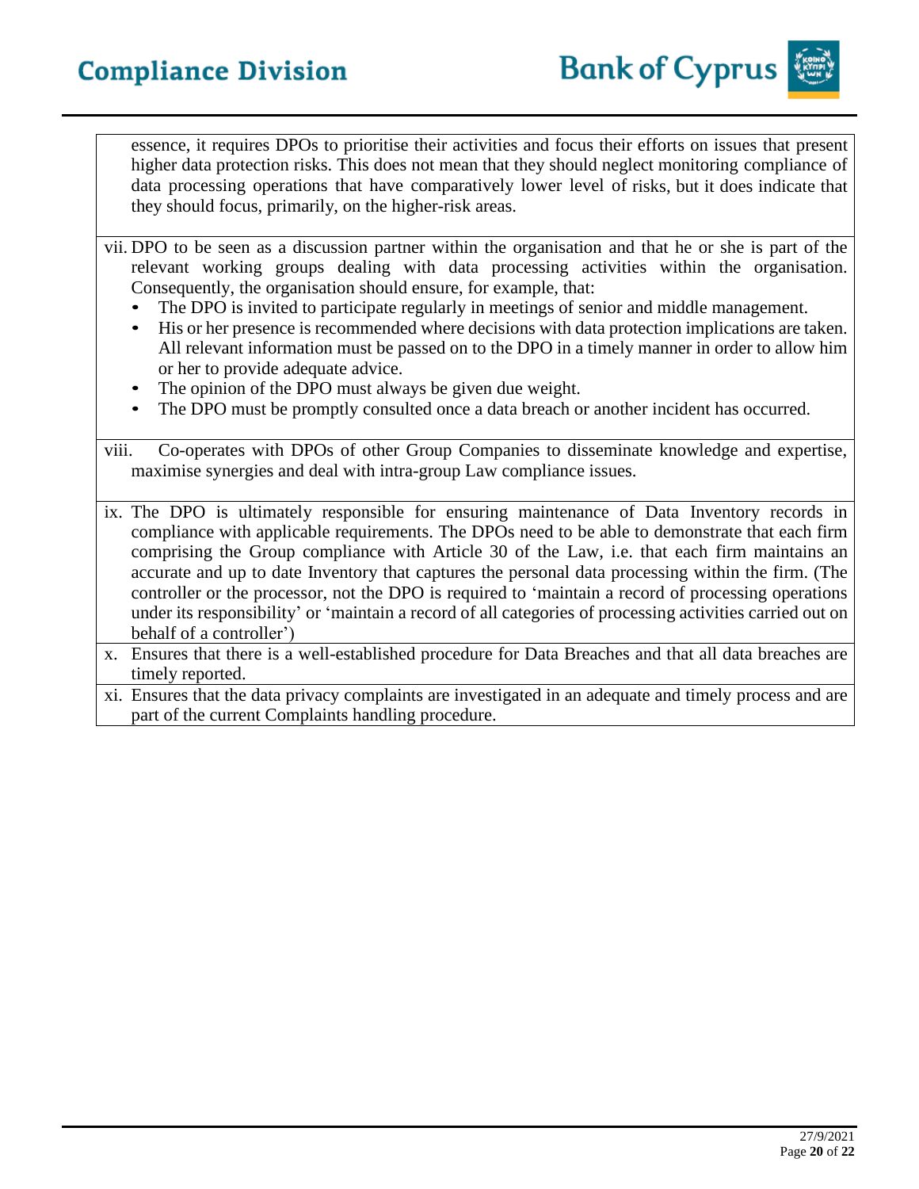essence, it requires DPOs to prioritise their activities and focus their efforts on issues that present higher data protection risks. This does not mean that they should neglect monitoring compliance of data processing operations that have comparatively lower level of risks, but it does indicate that they should focus, primarily, on the higher-risk areas.

vii. DPO to be seen as a discussion partner within the organisation and that he or she is part of the relevant working groups dealing with data processing activities within the organisation. Consequently, the organisation should ensure, for example, that:

- The DPO is invited to participate regularly in meetings of senior and middle management.
- His or her presence is recommended where decisions with data protection implications are taken. All relevant information must be passed on to the DPO in a timely manner in order to allow him or her to provide adequate advice.
- The opinion of the DPO must always be given due weight.
- The DPO must be promptly consulted once a data breach or another incident has occurred.

viii. Co-operates with DPOs of other Group Companies to disseminate knowledge and expertise, maximise synergies and deal with intra-group Law compliance issues.

ix. The DPO is ultimately responsible for ensuring maintenance of Data Inventory records in compliance with applicable requirements. The DPOs need to be able to demonstrate that each firm comprising the Group compliance with Article 30 of the Law, i.e. that each firm maintains an accurate and up to date Inventory that captures the personal data processing within the firm. (The controller or the processor, not the DPO is required to 'maintain a record of processing operations under its responsibility' or 'maintain a record of all categories of processing activities carried out on behalf of a controller')

x. Ensures that there is a well-established procedure for Data Breaches and that all data breaches are timely reported.

xi. Ensures that the data privacy complaints are investigated in an adequate and timely process and are part of the current Complaints handling procedure.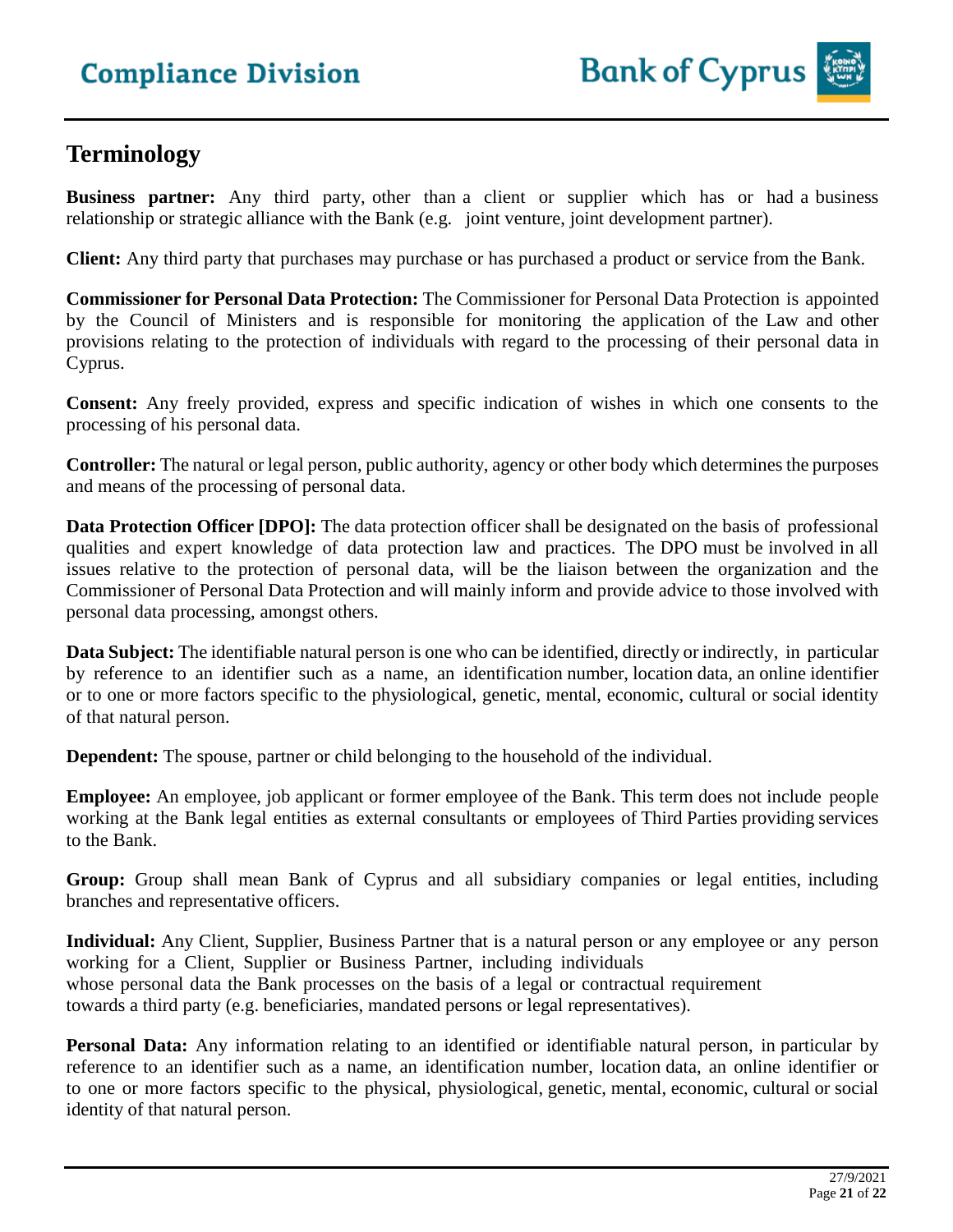## Terminology

**Business partner:** Any third party, other than a client or supplier which has or had a business relationship or strategic alliance with the Bank (e.g. joint venture, joint development partner).

**Client:** Any third party that purchases may purchase or has purchased a product or service from the Bank.

**Commissioner for Personal Data Protection:** The Commissioner for Personal Data Protection is appointed by the Council of Ministers and is responsible for monitoring the application of the Law and other provisions relating to the protection of individuals with regard to the processing of their personal data in Cyprus.

**Consent:** Any freely provided, express and specific indication of wishes in which one consents to the processing of his personal data.

**Controller:** The natural or legal person, public authority, agency or other body which determines the purposes and means of the processing of personal data.

**Data Protection Officer [DPO]:** The data protection officer shall be designated on the basis of professional qualities and expert knowledge of data protection law and practices. The DPO must be involved in all issues relative to the protection of personal data, will be the liaison between the organization and the Commissioner of Personal Data Protection and will mainly inform and provide advice to those involved with personal data processing, amongst others.

**Data Subject:** The identifiable natural person is one who can be identified, directly or indirectly, in particular by reference to an identifier such as a name, an identification number, location data, an online identifier or to one or more factors specific to the physiological, genetic, mental, economic, cultural or social identity of that natural person.

**Dependent:** The spouse, partner or child belonging to the household of the individual.

**Employee:** An employee, job applicant or former employee of the Bank. This term does not include people working at the Bank legal entities as external consultants or employees of Third Parties providing services to the Bank.

**Group:** Group shall mean Bank of Cyprus and all subsidiary companies or legal entities, including branches and representative officers.

**Individual:** Any Client, Supplier, Business Partner that is a natural person or any employee or any person working for a Client, Supplier or Business Partner, including individuals whose personal data the Bank processes on the basis of a legal or contractual requirement towards a third party (e.g. beneficiaries, mandated persons or legal representatives).

**Personal Data:** Any information relating to an identified or identifiable natural person, in particular by reference to an identifier such as a name, an identification number, location data, an online identifier or to one or more factors specific to the physical, physiological, genetic, mental, economic, cultural or social identity of that natural person.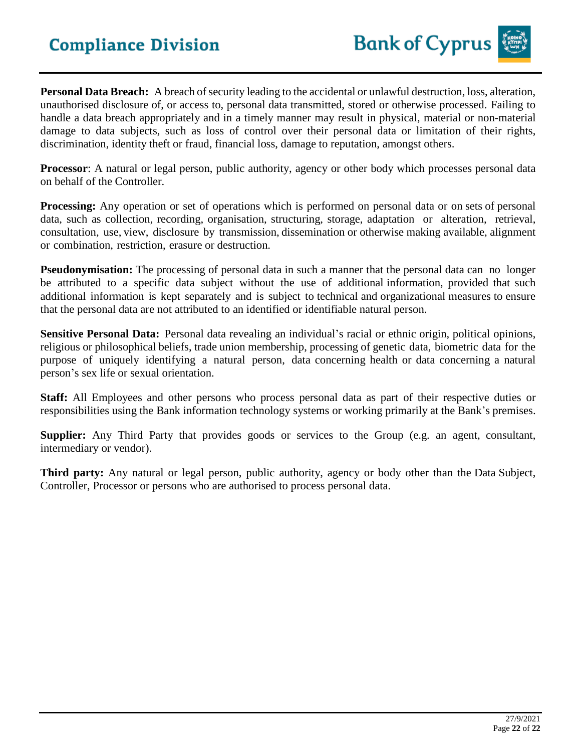**Personal Data Breach:** A breach of security leading to the accidental or unlawful destruction, loss, alteration, unauthorised disclosure of, or access to, personal data transmitted, stored or otherwise processed. Failing to handle a data breach appropriately and in a timely manner may result in physical, material or non-material damage to data subjects, such as loss of control over their personal data or limitation of their rights, discrimination, identity theft or fraud, financial loss, damage to reputation, amongst others.

**Processor**: A natural or legal person, public authority, agency or other body which processes personal data on behalf of the Controller.

**Processing:** Any operation or set of operations which is performed on personal data or on sets of personal data, such as collection, recording, organisation, structuring, storage, adaptation or alteration, retrieval, consultation, use, view, disclosure by transmission, dissemination or otherwise making available, alignment or combination, restriction, erasure or destruction.

**Pseudonymisation:** The processing of personal data in such a manner that the personal data can no longer be attributed to a specific data subject without the use of additional information, provided that such additional information is kept separately and is subject to technical and organizational measures to ensure that the personal data are not attributed to an identified or identifiable natural person.

**Sensitive Personal Data:** Personal data revealing an individual's racial or ethnic origin, political opinions, religious or philosophical beliefs, trade union membership, processing of genetic data, biometric data for the purpose of uniquely identifying a natural person, data concerning health or data concerning a natural person's sex life or sexual orientation.

**Staff:** All Employees and other persons who process personal data as part of their respective duties or responsibilities using the Bank information technology systems or working primarily at the Bank's premises.

**Supplier:** Any Third Party that provides goods or services to the Group (e.g. an agent, consultant, intermediary or vendor).

**Third party:** Any natural or legal person, public authority, agency or body other than the Data Subject, Controller, Processor or persons who are authorised to process personal data.